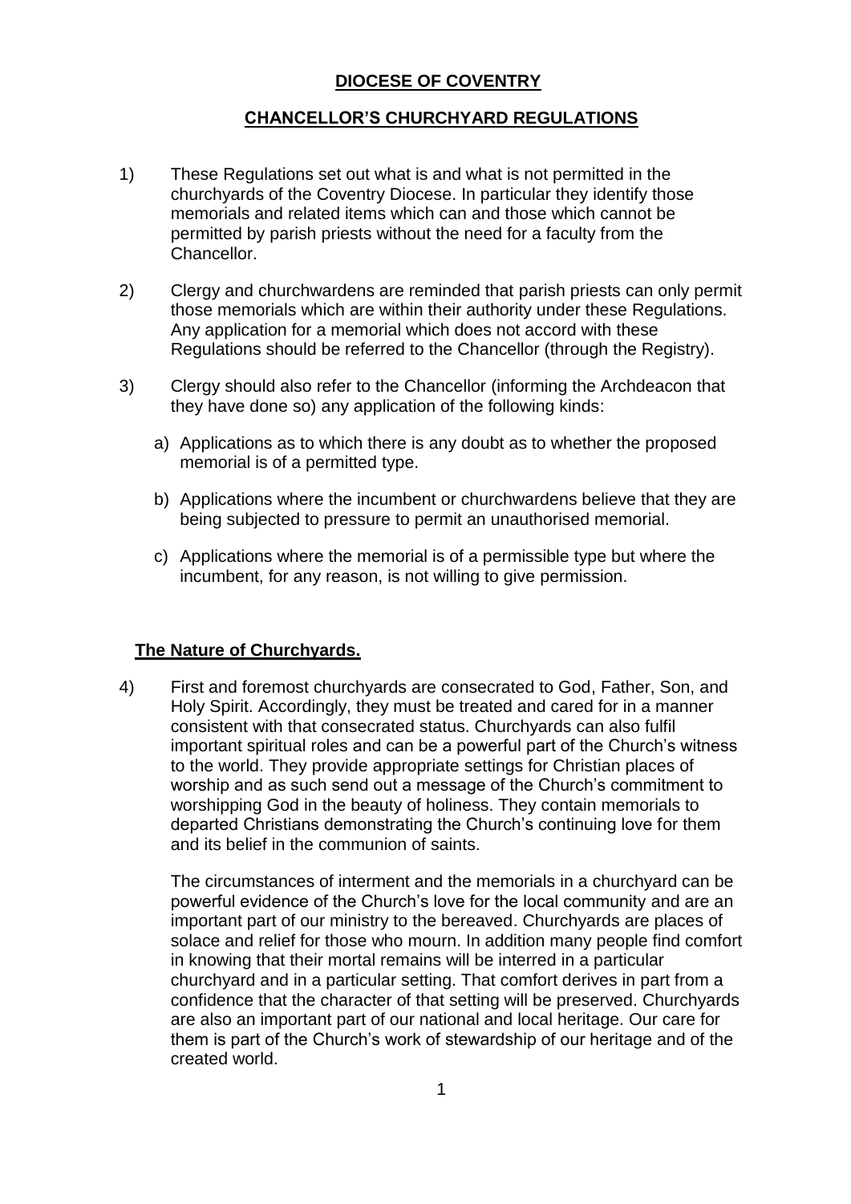# DIOCESE OF COVENTRY

## CHANCELLOR'S CHURCHYARD REGULATIONS

1) These Regulations set out what is and what is not permitted in the churchyards of the Coventry Diocese. In particular they identify those memorials and related items which can and those which cannot be permitted by parish priests without the need for a faculty from the Chancellor.

2) Clergy and churchwardens are reminded that parish priests can only permit those memorials which are within their authority under these Regulations. Any application for a memorial which does not accord with these Regulations should be referred to the Chancellor (through the Registry).

3) Clergy should also refer to the Chancellor (informing the Archdeacon that they have done so) any application of the following kinds:

   a) Applications as to which there is any doubt as to whether the proposed memorial is of a permitted type.

   b) Applications where the incumbent or churchwardens believe that they are being subjected to pressure to permit an unauthorised memorial.

   c) Applications where the memorial is of a permissible type but where the incumbent, for any reason, is not willing to give permission.

### The Nature of Churchyards.

4) First and foremost churchyards are consecrated to God, Father, Son, and Holy Spirit. Accordingly, they must be treated and cared for in a manner consistent with that consecrated status. Churchyards can also fulfil important spiritual roles and can be a powerful part of the Church's witness to the world. They provide appropriate settings for Christian places of worship and as such send out a message of the Church's commitment to worshipping God in the beauty of holiness. They contain memorials to departed Christians demonstrating the Church's continuing love for them and its belief in the communion of saints.

   The circumstances of interment and the memorials in a churchyard can be powerful evidence of the Church's love for the local community and are an important part of our ministry to the bereaved. Churchyards are places of solace and relief for those who mourn. In addition many people find comfort in knowing that their mortal remains will be interred in a particular churchyard and in a particular setting. That comfort derives in part from a confidence that the character of that setting will be preserved. Churchyards are also an important part of our national and local heritage. Our care for them is part of the Church's work of stewardship of our heritage and of the created world.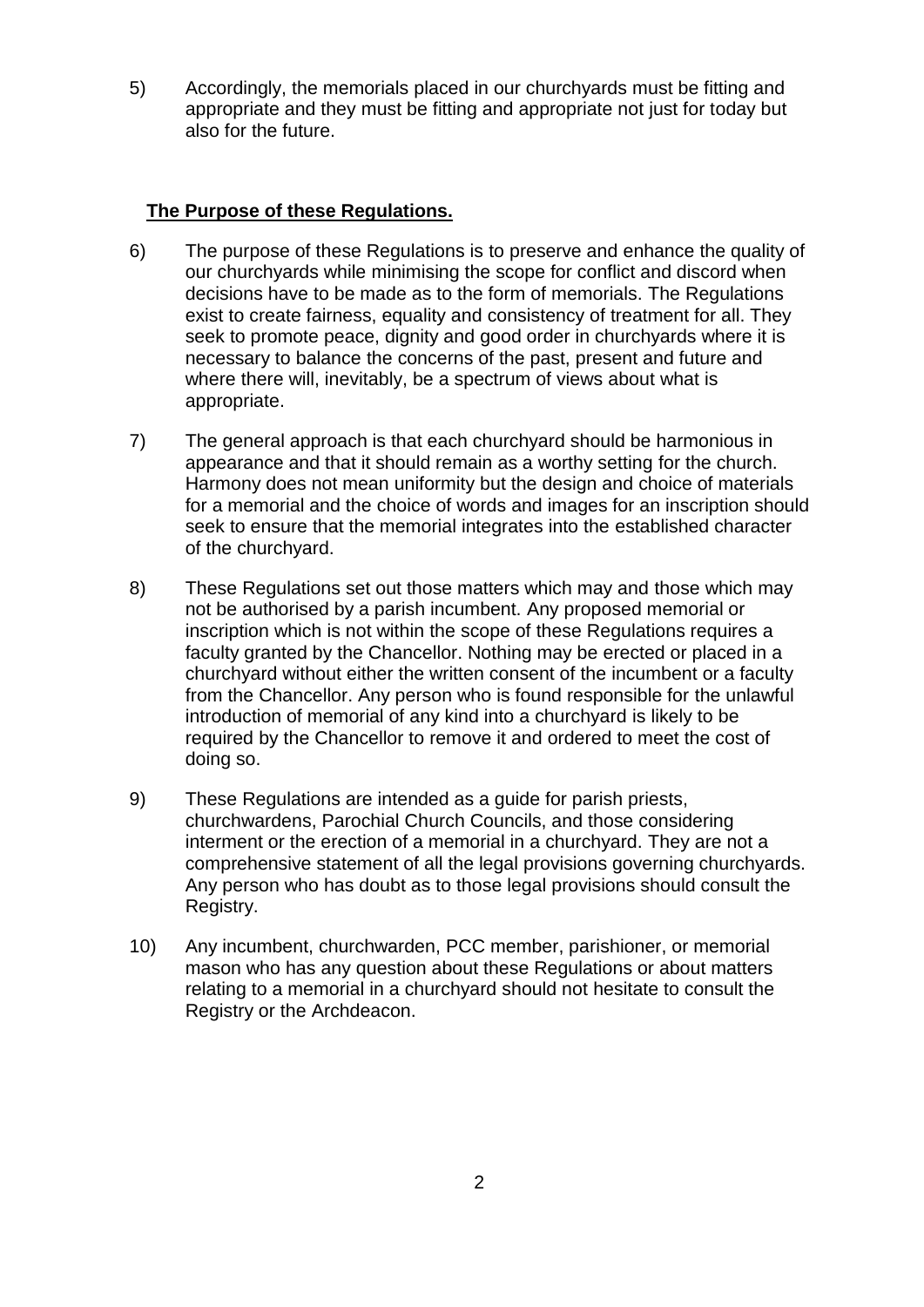5) Accordingly, the memorials placed in our churchyards must be fitting and appropriate and they must be fitting and appropriate not just for today but also for the future.

## **The Purpose of these Regulations.**

6) The purpose of these Regulations is to preserve and enhance the quality of our churchyards while minimising the scope for conflict and discord when decisions have to be made as to the form of memorials. The Regulations exist to create fairness, equality and consistency of treatment for all. They seek to promote peace, dignity and good order in churchyards where it is necessary to balance the concerns of the past, present and future and where there will, inevitably, be a spectrum of views about what is appropriate.

7) The general approach is that each churchyard should be harmonious in appearance and that it should remain as a worthy setting for the church. Harmony does not mean uniformity but the design and choice of materials for a memorial and the choice of words and images for an inscription should seek to ensure that the memorial integrates into the established character of the churchyard.

8) These Regulations set out those matters which may and those which may not be authorised by a parish incumbent. Any proposed memorial or inscription which is not within the scope of these Regulations requires a faculty granted by the Chancellor. Nothing may be erected or placed in a churchyard without either the written consent of the incumbent or a faculty from the Chancellor. Any person who is found responsible for the unlawful introduction of memorial of any kind into a churchyard is likely to be required by the Chancellor to remove it and ordered to meet the cost of doing so.

9) These Regulations are intended as a guide for parish priests, churchwardens, Parochial Church Councils, and those considering interment or the erection of a memorial in a churchyard. They are not a comprehensive statement of all the legal provisions governing churchyards. Any person who has doubt as to those legal provisions should consult the Registry.

10) Any incumbent, churchwarden, PCC member, parishioner, or memorial mason who has any question about these Regulations or about matters relating to a memorial in a churchyard should not hesitate to consult the Registry or the Archdeacon.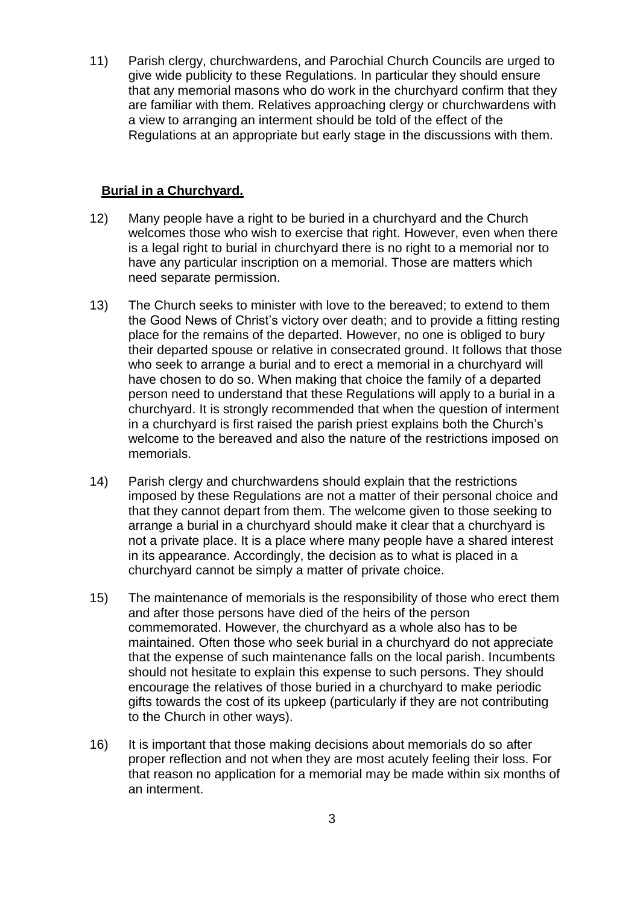11) Parish clergy, churchwardens, and Parochial Church Councils are urged to give wide publicity to these Regulations. In particular they should ensure that any memorial masons who do work in the churchyard confirm that they are familiar with them. Relatives approaching clergy or churchwardens with a view to arranging an interment should be told of the effect of the Regulations at an appropriate but early stage in the discussions with them.

## **Burial in a Churchyard.**

12) Many people have a right to be buried in a churchyard and the Church welcomes those who wish to exercise that right. However, even when there is a legal right to burial in churchyard there is no right to a memorial nor to have any particular inscription on a memorial. Those are matters which need separate permission.

13) The Church seeks to minister with love to the bereaved; to extend to them the Good News of Christ's victory over death; and to provide a fitting resting place for the remains of the departed. However, no one is obliged to bury their departed spouse or relative in consecrated ground. It follows that those who seek to arrange a burial and to erect a memorial in a churchyard will have chosen to do so. When making that choice the family of a departed person need to understand that these Regulations will apply to a burial in a churchyard. It is strongly recommended that when the question of interment in a churchyard is first raised the parish priest explains both the Church's welcome to the bereaved and also the nature of the restrictions imposed on memorials.

14) Parish clergy and churchwardens should explain that the restrictions imposed by these Regulations are not a matter of their personal choice and that they cannot depart from them. The welcome given to those seeking to arrange a burial in a churchyard should make it clear that a churchyard is not a private place. It is a place where many people have a shared interest in its appearance. Accordingly, the decision as to what is placed in a churchyard cannot be simply a matter of private choice.

15) The maintenance of memorials is the responsibility of those who erect them and after those persons have died of the heirs of the person commemorated. However, the churchyard as a whole also has to be maintained. Often those who seek burial in a churchyard do not appreciate that the expense of such maintenance falls on the local parish. Incumbents should not hesitate to explain this expense to such persons. They should encourage the relatives of those buried in a churchyard to make periodic gifts towards the cost of its upkeep (particularly if they are not contributing to the Church in other ways).

16) It is important that those making decisions about memorials do so after proper reflection and not when they are most acutely feeling their loss. For that reason no application for a memorial may be made within six months of an interment.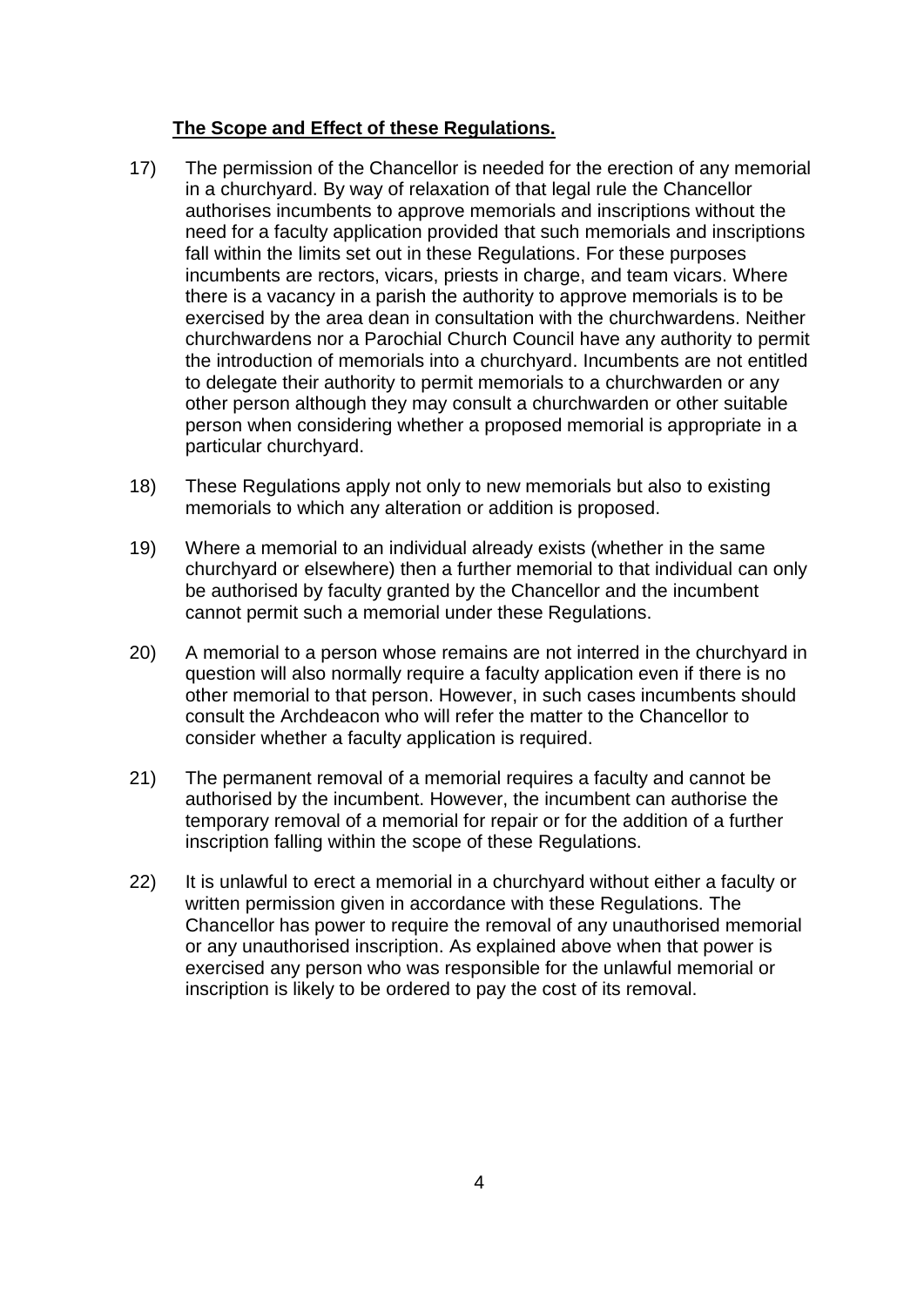**The Scope and Effect of these Regulations.**

17) The permission of the Chancellor is needed for the erection of any memorial in a churchyard. By way of relaxation of that legal rule the Chancellor authorises incumbents to approve memorials and inscriptions without the need for a faculty application provided that such memorials and inscriptions fall within the limits set out in these Regulations. For these purposes incumbents are rectors, vicars, priests in charge, and team vicars. Where there is a vacancy in a parish the authority to approve memorials is to be exercised by the area dean in consultation with the churchwardens. Neither churchwardens nor a Parochial Church Council have any authority to permit the introduction of memorials into a churchyard. Incumbents are not entitled to delegate their authority to permit memorials to a churchwarden or any other person although they may consult a churchwarden or other suitable person when considering whether a proposed memorial is appropriate in a particular churchyard.

18) These Regulations apply not only to new memorials but also to existing memorials to which any alteration or addition is proposed.

19) Where a memorial to an individual already exists (whether in the same churchyard or elsewhere) then a further memorial to that individual can only be authorised by faculty granted by the Chancellor and the incumbent cannot permit such a memorial under these Regulations.

20) A memorial to a person whose remains are not interred in the churchyard in question will also normally require a faculty application even if there is no other memorial to that person. However, in such cases incumbents should consult the Archdeacon who will refer the matter to the Chancellor to consider whether a faculty application is required.

21) The permanent removal of a memorial requires a faculty and cannot be authorised by the incumbent. However, the incumbent can authorise the temporary removal of a memorial for repair or for the addition of a further inscription falling within the scope of these Regulations.

22) It is unlawful to erect a memorial in a churchyard without either a faculty or written permission given in accordance with these Regulations. The Chancellor has power to require the removal of any unauthorised memorial or any unauthorised inscription. As explained above when that power is exercised any person who was responsible for the unlawful memorial or inscription is likely to be ordered to pay the cost of its removal.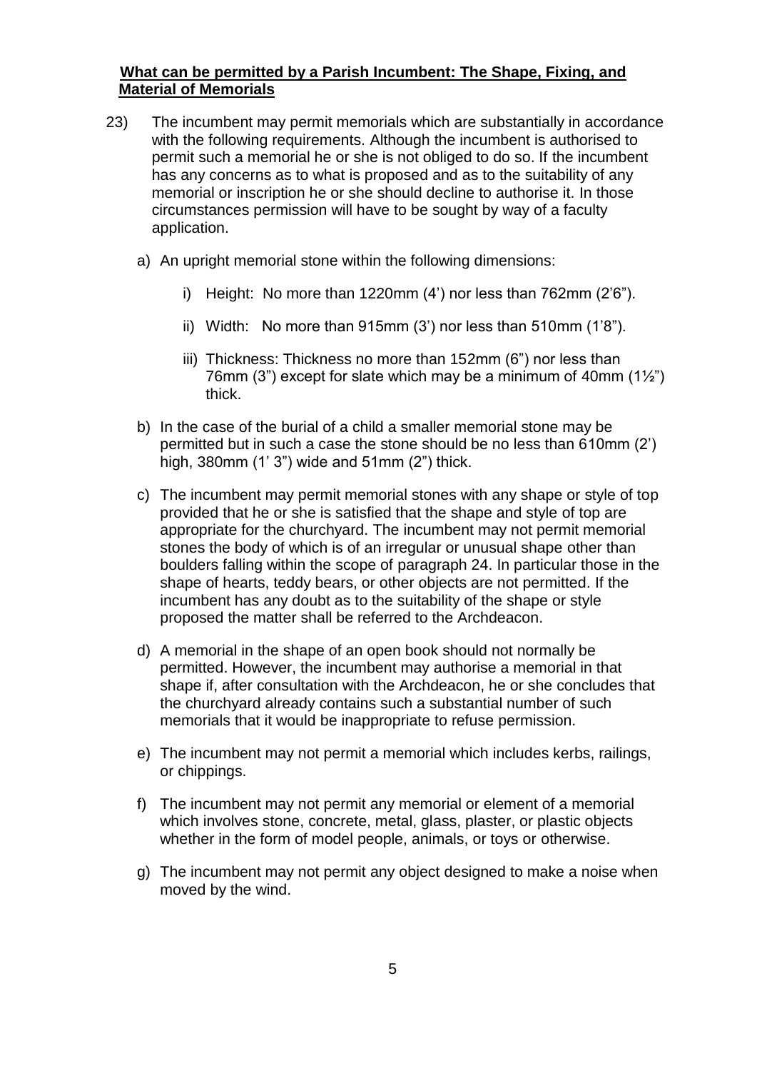**What can be permitted by a Parish Incumbent: The Shape, Fixing, and Material of Memorials**

23) The incumbent may permit memorials which are substantially in accordance with the following requirements. Although the incumbent is authorised to permit such a memorial he or she is not obliged to do so. If the incumbent has any concerns as to what is proposed and as to the suitability of any memorial or inscription he or she should decline to authorise it. In those circumstances permission will have to be sought by way of a faculty application.

   a) An upright memorial stone within the following dimensions:

      i) Height: No more than 1220mm (4') nor less than 762mm (2'6").

      ii) Width: No more than 915mm (3') nor less than 510mm (1'8").

      iii) Thickness: Thickness no more than 152mm (6") nor less than 76mm (3") except for slate which may be a minimum of 40mm (1½") thick.

   b) In the case of the burial of a child a smaller memorial stone may be permitted but in such a case the stone should be no less than 610mm (2') high, 380mm (1' 3") wide and 51mm (2") thick.

   c) The incumbent may permit memorial stones with any shape or style of top provided that he or she is satisfied that the shape and style of top are appropriate for the churchyard. The incumbent may not permit memorial stones the body of which is of an irregular or unusual shape other than boulders falling within the scope of paragraph 24. In particular those in the shape of hearts, teddy bears, or other objects are not permitted. If the incumbent has any doubt as to the suitability of the shape or style proposed the matter shall be referred to the Archdeacon.

   d) A memorial in the shape of an open book should not normally be permitted. However, the incumbent may authorise a memorial in that shape if, after consultation with the Archdeacon, he or she concludes that the churchyard already contains such a substantial number of such memorials that it would be inappropriate to refuse permission.

   e) The incumbent may not permit a memorial which includes kerbs, railings, or chippings.

   f) The incumbent may not permit any memorial or element of a memorial which involves stone, concrete, metal, glass, plaster, or plastic objects whether in the form of model people, animals, or toys or otherwise.

   g) The incumbent may not permit any object designed to make a noise when moved by the wind.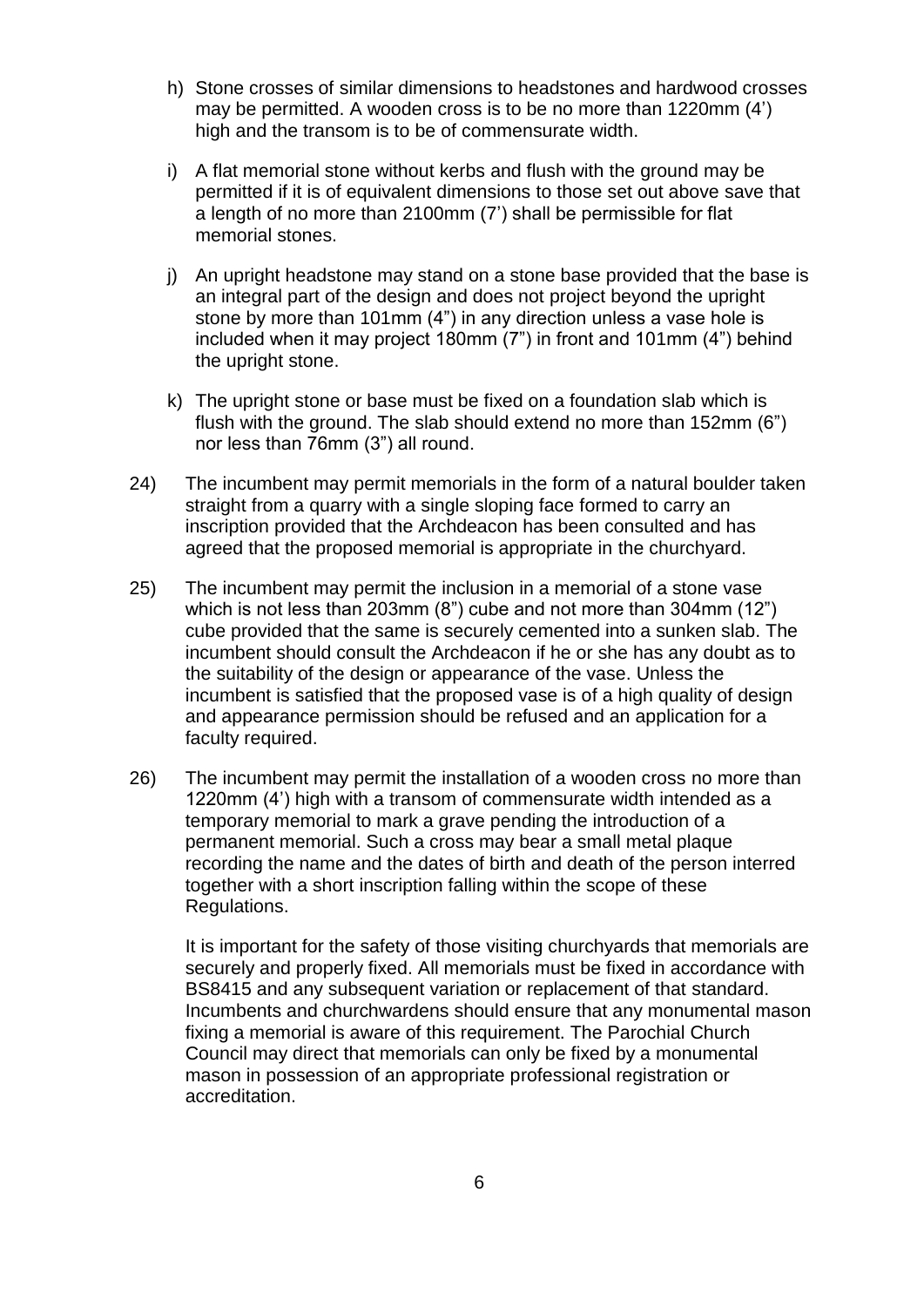h) Stone crosses of similar dimensions to headstones and hardwood crosses may be permitted. A wooden cross is to be no more than 1220mm (4') high and the transom is to be of commensurate width.

i) A flat memorial stone without kerbs and flush with the ground may be permitted if it is of equivalent dimensions to those set out above save that a length of no more than 2100mm (7') shall be permissible for flat memorial stones.

j) An upright headstone may stand on a stone base provided that the base is an integral part of the design and does not project beyond the upright stone by more than 101mm (4") in any direction unless a vase hole is included when it may project 180mm (7") in front and 101mm (4") behind the upright stone.

k) The upright stone or base must be fixed on a foundation slab which is flush with the ground. The slab should extend no more than 152mm (6") nor less than 76mm (3") all round.

24) The incumbent may permit memorials in the form of a natural boulder taken straight from a quarry with a single sloping face formed to carry an inscription provided that the Archdeacon has been consulted and has agreed that the proposed memorial is appropriate in the churchyard.

25) The incumbent may permit the inclusion in a memorial of a stone vase which is not less than 203mm (8") cube and not more than 304mm (12") cube provided that the same is securely cemented into a sunken slab. The incumbent should consult the Archdeacon if he or she has any doubt as to the suitability of the design or appearance of the vase. Unless the incumbent is satisfied that the proposed vase is of a high quality of design and appearance permission should be refused and an application for a faculty required.

26) The incumbent may permit the installation of a wooden cross no more than 1220mm (4') high with a transom of commensurate width intended as a temporary memorial to mark a grave pending the introduction of a permanent memorial. Such a cross may bear a small metal plaque recording the name and the dates of birth and death of the person interred together with a short inscription falling within the scope of these Regulations.

It is important for the safety of those visiting churchyards that memorials are securely and properly fixed. All memorials must be fixed in accordance with BS8415 and any subsequent variation or replacement of that standard. Incumbents and churchwardens should ensure that any monumental mason fixing a memorial is aware of this requirement. The Parochial Church Council may direct that memorials can only be fixed by a monumental mason in possession of an appropriate professional registration or accreditation.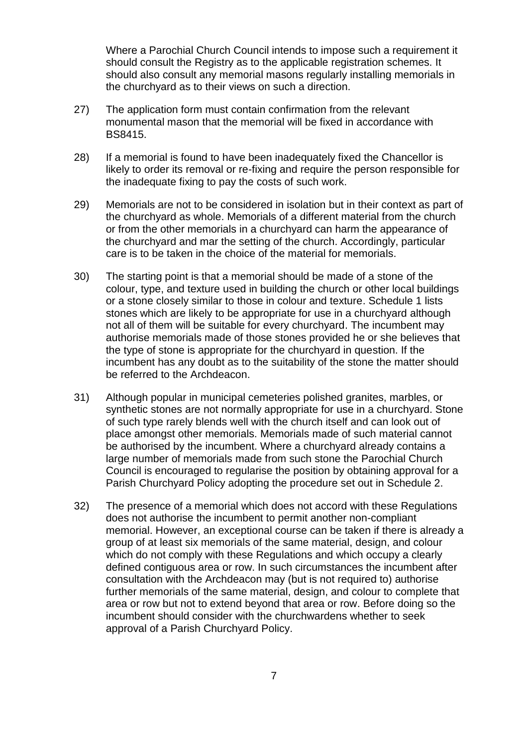Where a Parochial Church Council intends to impose such a requirement it should consult the Registry as to the applicable registration schemes. It should also consult any memorial masons regularly installing memorials in the churchyard as to their views on such a direction.

27) The application form must contain confirmation from the relevant monumental mason that the memorial will be fixed in accordance with BS8415.

28) If a memorial is found to have been inadequately fixed the Chancellor is likely to order its removal or re-fixing and require the person responsible for the inadequate fixing to pay the costs of such work.

29) Memorials are not to be considered in isolation but in their context as part of the churchyard as whole. Memorials of a different material from the church or from the other memorials in a churchyard can harm the appearance of the churchyard and mar the setting of the church. Accordingly, particular care is to be taken in the choice of the material for memorials.

30) The starting point is that a memorial should be made of a stone of the colour, type, and texture used in building the church or other local buildings or a stone closely similar to those in colour and texture. Schedule 1 lists stones which are likely to be appropriate for use in a churchyard although not all of them will be suitable for every churchyard. The incumbent may authorise memorials made of those stones provided he or she believes that the type of stone is appropriate for the churchyard in question. If the incumbent has any doubt as to the suitability of the stone the matter should be referred to the Archdeacon.

31) Although popular in municipal cemeteries polished granites, marbles, or synthetic stones are not normally appropriate for use in a churchyard. Stone of such type rarely blends well with the church itself and can look out of place amongst other memorials. Memorials made of such material cannot be authorised by the incumbent. Where a churchyard already contains a large number of memorials made from such stone the Parochial Church Council is encouraged to regularise the position by obtaining approval for a Parish Churchyard Policy adopting the procedure set out in Schedule 2.

32) The presence of a memorial which does not accord with these Regulations does not authorise the incumbent to permit another non-compliant memorial. However, an exceptional course can be taken if there is already a group of at least six memorials of the same material, design, and colour which do not comply with these Regulations and which occupy a clearly defined contiguous area or row. In such circumstances the incumbent after consultation with the Archdeacon may (but is not required to) authorise further memorials of the same material, design, and colour to complete that area or row but not to extend beyond that area or row. Before doing so the incumbent should consider with the churchwardens whether to seek approval of a Parish Churchyard Policy.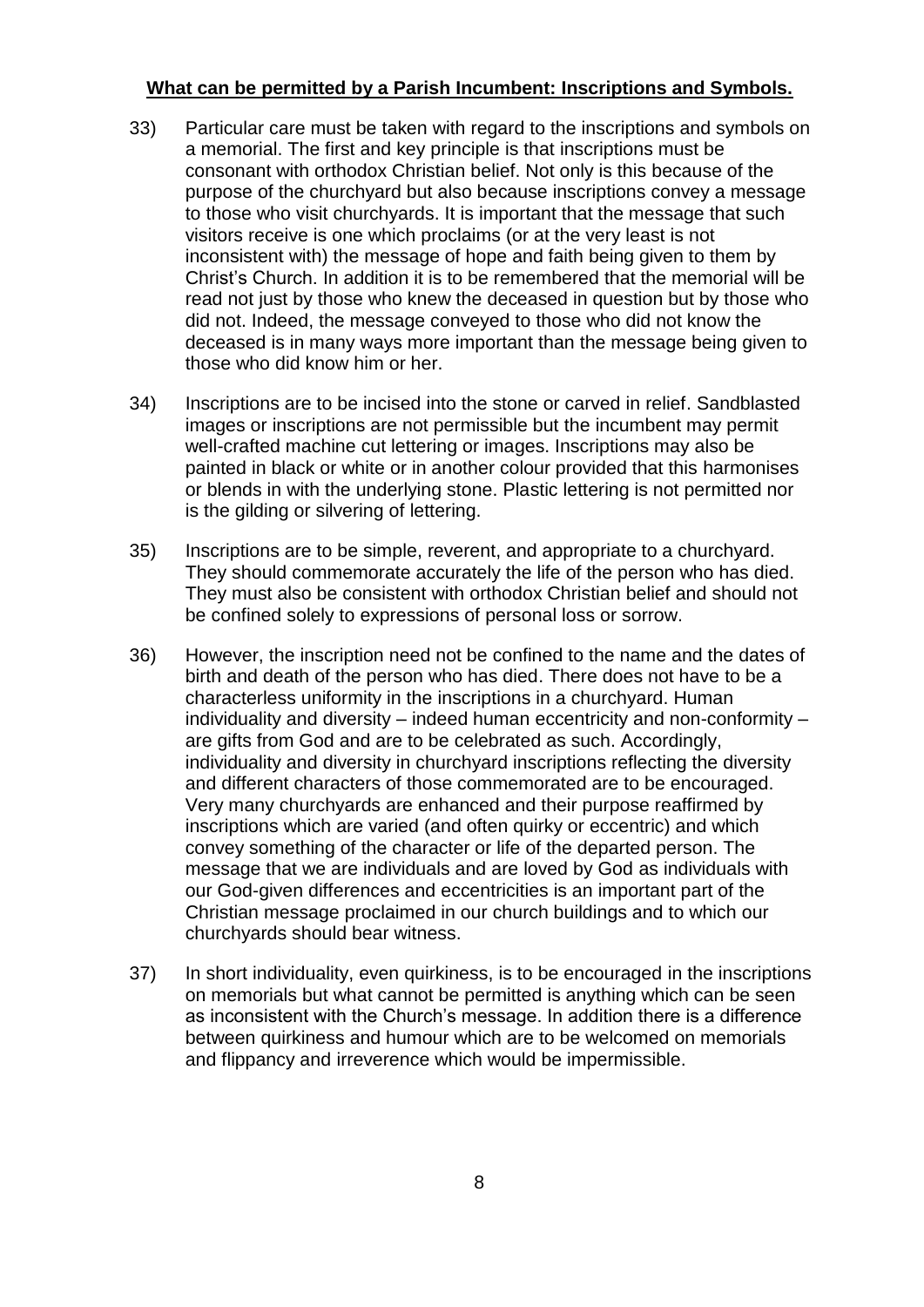**What can be permitted by a Parish Incumbent: Inscriptions and Symbols.**

33) Particular care must be taken with regard to the inscriptions and symbols on a memorial. The first and key principle is that inscriptions must be consonant with orthodox Christian belief. Not only is this because of the purpose of the churchyard but also because inscriptions convey a message to those who visit churchyards. It is important that the message that such visitors receive is one which proclaims (or at the very least is not inconsistent with) the message of hope and faith being given to them by Christ's Church. In addition it is to be remembered that the memorial will be read not just by those who knew the deceased in question but by those who did not. Indeed, the message conveyed to those who did not know the deceased is in many ways more important than the message being given to those who did know him or her.

34) Inscriptions are to be incised into the stone or carved in relief. Sandblasted images or inscriptions are not permissible but the incumbent may permit well-crafted machine cut lettering or images. Inscriptions may also be painted in black or white or in another colour provided that this harmonises or blends in with the underlying stone. Plastic lettering is not permitted nor is the gilding or silvering of lettering.

35) Inscriptions are to be simple, reverent, and appropriate to a churchyard. They should commemorate accurately the life of the person who has died. They must also be consistent with orthodox Christian belief and should not be confined solely to expressions of personal loss or sorrow.

36) However, the inscription need not be confined to the name and the dates of birth and death of the person who has died. There does not have to be a characterless uniformity in the inscriptions in a churchyard. Human individuality and diversity – indeed human eccentricity and non-conformity – are gifts from God and are to be celebrated as such. Accordingly, individuality and diversity in churchyard inscriptions reflecting the diversity and different characters of those commemorated are to be encouraged. Very many churchyards are enhanced and their purpose reaffirmed by inscriptions which are varied (and often quirky or eccentric) and which convey something of the character or life of the departed person. The message that we are individuals and are loved by God as individuals with our God-given differences and eccentricities is an important part of the Christian message proclaimed in our church buildings and to which our churchyards should bear witness.

37) In short individuality, even quirkiness, is to be encouraged in the inscriptions on memorials but what cannot be permitted is anything which can be seen as inconsistent with the Church's message. In addition there is a difference between quirkiness and humour which are to be welcomed on memorials and flippancy and irreverence which would be impermissible.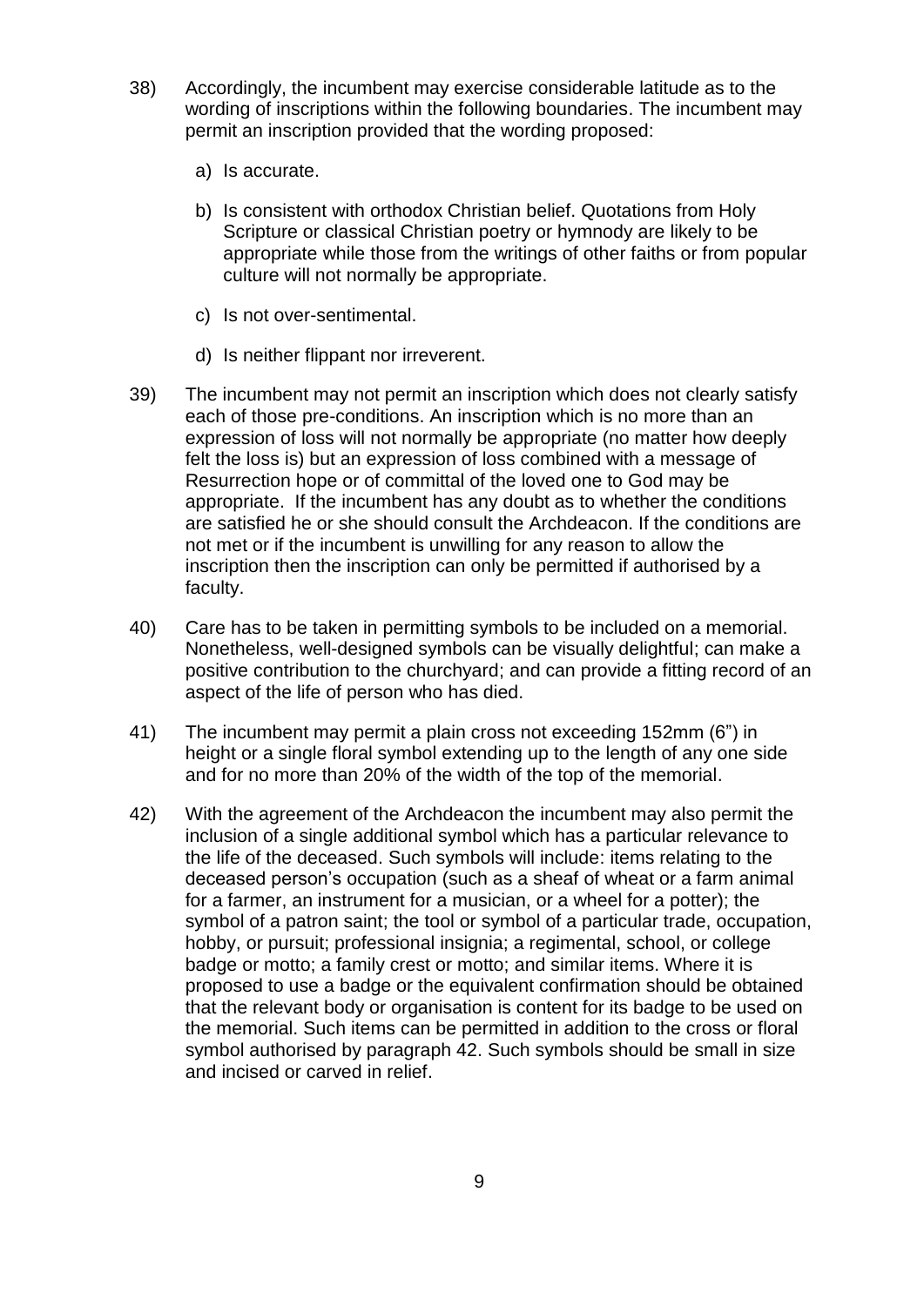38) Accordingly, the incumbent may exercise considerable latitude as to the wording of inscriptions within the following boundaries. The incumbent may permit an inscription provided that the wording proposed:

   a) Is accurate.

   b) Is consistent with orthodox Christian belief. Quotations from Holy Scripture or classical Christian poetry or hymnody are likely to be appropriate while those from the writings of other faiths or from popular culture will not normally be appropriate.

   c) Is not over-sentimental.

   d) Is neither flippant nor irreverent.

39) The incumbent may not permit an inscription which does not clearly satisfy each of those pre-conditions. An inscription which is no more than an expression of loss will not normally be appropriate (no matter how deeply felt the loss is) but an expression of loss combined with a message of Resurrection hope or of committal of the loved one to God may be appropriate. If the incumbent has any doubt as to whether the conditions are satisfied he or she should consult the Archdeacon. If the conditions are not met or if the incumbent is unwilling for any reason to allow the inscription then the inscription can only be permitted if authorised by a faculty.

40) Care has to be taken in permitting symbols to be included on a memorial. Nonetheless, well-designed symbols can be visually delightful; can make a positive contribution to the churchyard; and can provide a fitting record of an aspect of the life of person who has died.

41) The incumbent may permit a plain cross not exceeding 152mm (6") in height or a single floral symbol extending up to the length of any one side and for no more than 20% of the width of the top of the memorial.

42) With the agreement of the Archdeacon the incumbent may also permit the inclusion of a single additional symbol which has a particular relevance to the life of the deceased. Such symbols will include: items relating to the deceased person's occupation (such as a sheaf of wheat or a farm animal for a farmer, an instrument for a musician, or a wheel for a potter); the symbol of a patron saint; the tool or symbol of a particular trade, occupation, hobby, or pursuit; professional insignia; a regimental, school, or college badge or motto; a family crest or motto; and similar items. Where it is proposed to use a badge or the equivalent confirmation should be obtained that the relevant body or organisation is content for its badge to be used on the memorial. Such items can be permitted in addition to the cross or floral symbol authorised by paragraph 42. Such symbols should be small in size and incised or carved in relief.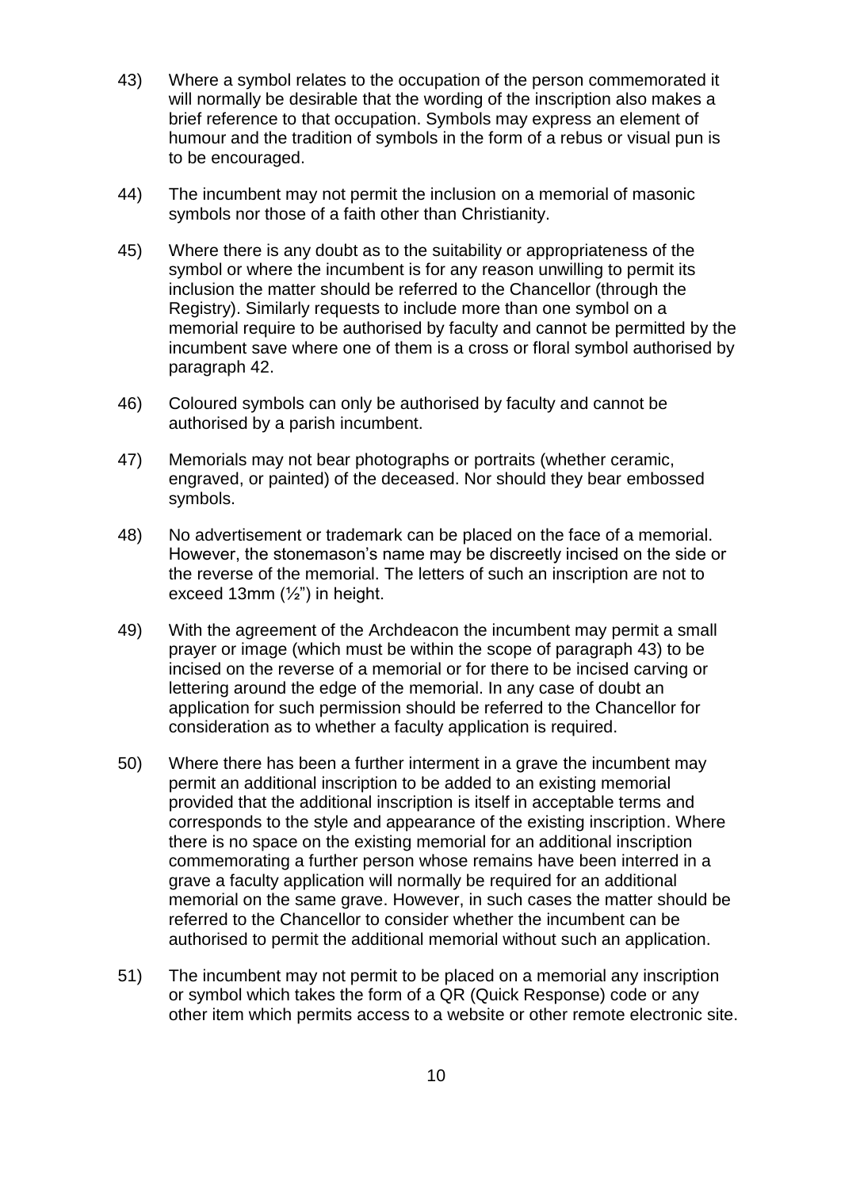43) Where a symbol relates to the occupation of the person commemorated it will normally be desirable that the wording of the inscription also makes a brief reference to that occupation. Symbols may express an element of humour and the tradition of symbols in the form of a rebus or visual pun is to be encouraged.

44) The incumbent may not permit the inclusion on a memorial of masonic symbols nor those of a faith other than Christianity.

45) Where there is any doubt as to the suitability or appropriateness of the symbol or where the incumbent is for any reason unwilling to permit its inclusion the matter should be referred to the Chancellor (through the Registry). Similarly requests to include more than one symbol on a memorial require to be authorised by faculty and cannot be permitted by the incumbent save where one of them is a cross or floral symbol authorised by paragraph 42.

46) Coloured symbols can only be authorised by faculty and cannot be authorised by a parish incumbent.

47) Memorials may not bear photographs or portraits (whether ceramic, engraved, or painted) of the deceased. Nor should they bear embossed symbols.

48) No advertisement or trademark can be placed on the face of a memorial. However, the stonemason's name may be discreetly incised on the side or the reverse of the memorial. The letters of such an inscription are not to exceed 13mm (½") in height.

49) With the agreement of the Archdeacon the incumbent may permit a small prayer or image (which must be within the scope of paragraph 43) to be incised on the reverse of a memorial or for there to be incised carving or lettering around the edge of the memorial. In any case of doubt an application for such permission should be referred to the Chancellor for consideration as to whether a faculty application is required.

50) Where there has been a further interment in a grave the incumbent may permit an additional inscription to be added to an existing memorial provided that the additional inscription is itself in acceptable terms and corresponds to the style and appearance of the existing inscription. Where there is no space on the existing memorial for an additional inscription commemorating a further person whose remains have been interred in a grave a faculty application will normally be required for an additional memorial on the same grave. However, in such cases the matter should be referred to the Chancellor to consider whether the incumbent can be authorised to permit the additional memorial without such an application.

51) The incumbent may not permit to be placed on a memorial any inscription or symbol which takes the form of a QR (Quick Response) code or any other item which permits access to a website or other remote electronic site.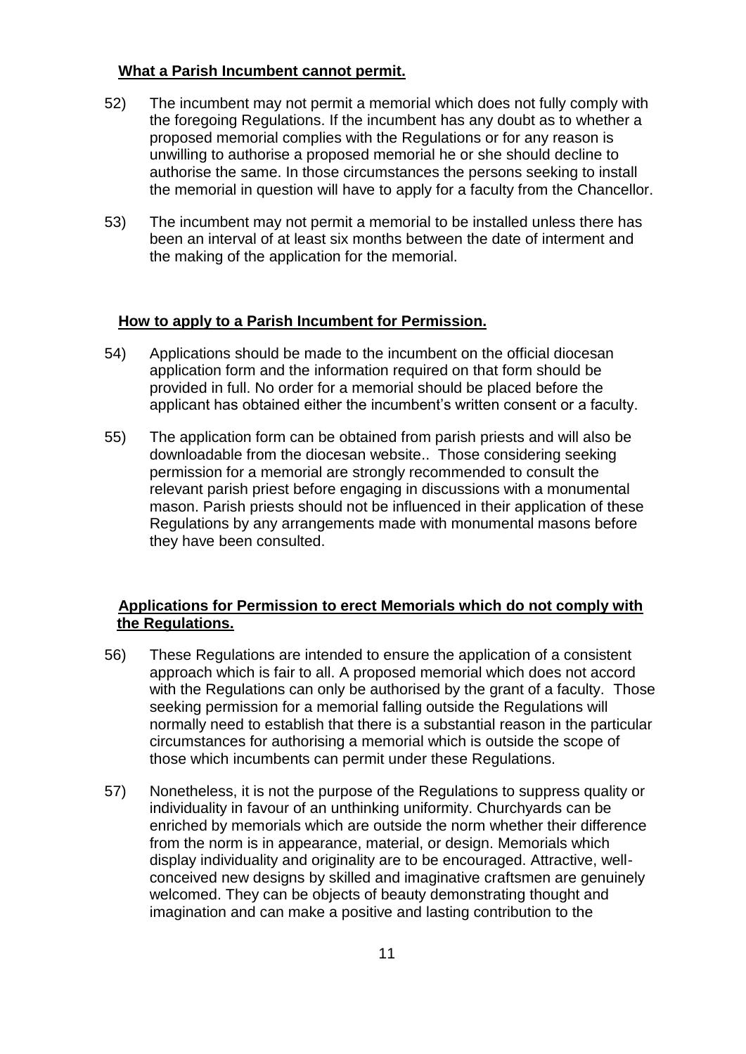**What a Parish Incumbent cannot permit.**

52) The incumbent may not permit a memorial which does not fully comply with the foregoing Regulations. If the incumbent has any doubt as to whether a proposed memorial complies with the Regulations or for any reason is unwilling to authorise a proposed memorial he or she should decline to authorise the same. In those circumstances the persons seeking to install the memorial in question will have to apply for a faculty from the Chancellor.

53) The incumbent may not permit a memorial to be installed unless there has been an interval of at least six months between the date of interment and the making of the application for the memorial.

**How to apply to a Parish Incumbent for Permission.**

54) Applications should be made to the incumbent on the official diocesan application form and the information required on that form should be provided in full. No order for a memorial should be placed before the applicant has obtained either the incumbent's written consent or a faculty.

55) The application form can be obtained from parish priests and will also be downloadable from the diocesan website.. Those considering seeking permission for a memorial are strongly recommended to consult the relevant parish priest before engaging in discussions with a monumental mason. Parish priests should not be influenced in their application of these Regulations by any arrangements made with monumental masons before they have been consulted.

**Applications for Permission to erect Memorials which do not comply with the Regulations.**

56) These Regulations are intended to ensure the application of a consistent approach which is fair to all. A proposed memorial which does not accord with the Regulations can only be authorised by the grant of a faculty. Those seeking permission for a memorial falling outside the Regulations will normally need to establish that there is a substantial reason in the particular circumstances for authorising a memorial which is outside the scope of those which incumbents can permit under these Regulations.

57) Nonetheless, it is not the purpose of the Regulations to suppress quality or individuality in favour of an unthinking uniformity. Churchyards can be enriched by memorials which are outside the norm whether their difference from the norm is in appearance, material, or design. Memorials which display individuality and originality are to be encouraged. Attractive, well-conceived new designs by skilled and imaginative craftsmen are genuinely welcomed. They can be objects of beauty demonstrating thought and imagination and can make a positive and lasting contribution to the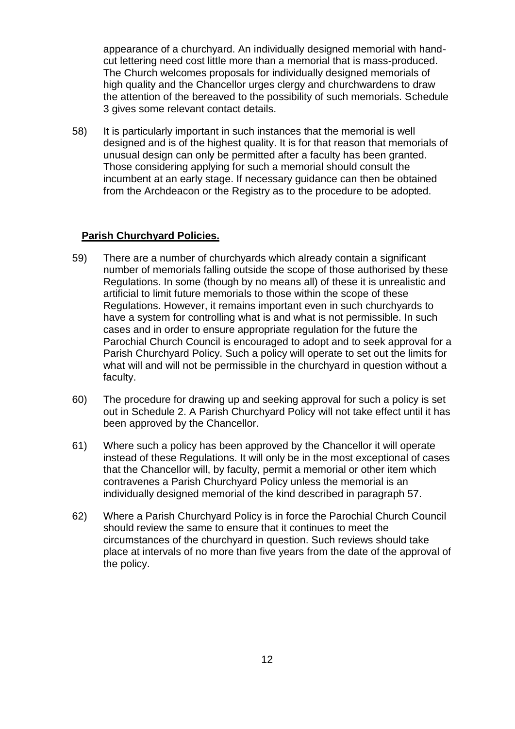appearance of a churchyard. An individually designed memorial with hand-cut lettering need cost little more than a memorial that is mass-produced. The Church welcomes proposals for individually designed memorials of high quality and the Chancellor urges clergy and churchwardens to draw the attention of the bereaved to the possibility of such memorials. Schedule 3 gives some relevant contact details.

58) It is particularly important in such instances that the memorial is well designed and is of the highest quality. It is for that reason that memorials of unusual design can only be permitted after a faculty has been granted. Those considering applying for such a memorial should consult the incumbent at an early stage. If necessary guidance can then be obtained from the Archdeacon or the Registry as to the procedure to be adopted.

**Parish Churchyard Policies.**

59) There are a number of churchyards which already contain a significant number of memorials falling outside the scope of those authorised by these Regulations. In some (though by no means all) of these it is unrealistic and artificial to limit future memorials to those within the scope of these Regulations. However, it remains important even in such churchyards to have a system for controlling what is and what is not permissible. In such cases and in order to ensure appropriate regulation for the future the Parochial Church Council is encouraged to adopt and to seek approval for a Parish Churchyard Policy. Such a policy will operate to set out the limits for what will and will not be permissible in the churchyard in question without a faculty.

60) The procedure for drawing up and seeking approval for such a policy is set out in Schedule 2. A Parish Churchyard Policy will not take effect until it has been approved by the Chancellor.

61) Where such a policy has been approved by the Chancellor it will operate instead of these Regulations. It will only be in the most exceptional of cases that the Chancellor will, by faculty, permit a memorial or other item which contravenes a Parish Churchyard Policy unless the memorial is an individually designed memorial of the kind described in paragraph 57.

62) Where a Parish Churchyard Policy is in force the Parochial Church Council should review the same to ensure that it continues to meet the circumstances of the churchyard in question. Such reviews should take place at intervals of no more than five years from the date of the approval of the policy.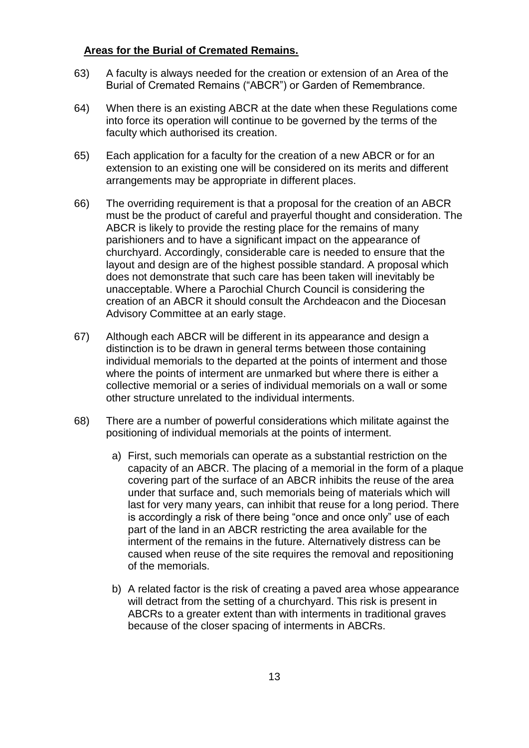**Areas for the Burial of Cremated Remains.**

63) A faculty is always needed for the creation or extension of an Area of the Burial of Cremated Remains ("ABCR") or Garden of Remembrance.

64) When there is an existing ABCR at the date when these Regulations come into force its operation will continue to be governed by the terms of the faculty which authorised its creation.

65) Each application for a faculty for the creation of a new ABCR or for an extension to an existing one will be considered on its merits and different arrangements may be appropriate in different places.

66) The overriding requirement is that a proposal for the creation of an ABCR must be the product of careful and prayerful thought and consideration. The ABCR is likely to provide the resting place for the remains of many parishioners and to have a significant impact on the appearance of churchyard. Accordingly, considerable care is needed to ensure that the layout and design are of the highest possible standard. A proposal which does not demonstrate that such care has been taken will inevitably be unacceptable. Where a Parochial Church Council is considering the creation of an ABCR it should consult the Archdeacon and the Diocesan Advisory Committee at an early stage.

67) Although each ABCR will be different in its appearance and design a distinction is to be drawn in general terms between those containing individual memorials to the departed at the points of interment and those where the points of interment are unmarked but where there is either a collective memorial or a series of individual memorials on a wall or some other structure unrelated to the individual interments.

68) There are a number of powerful considerations which militate against the positioning of individual memorials at the points of interment.

   a) First, such memorials can operate as a substantial restriction on the capacity of an ABCR. The placing of a memorial in the form of a plaque covering part of the surface of an ABCR inhibits the reuse of the area under that surface and, such memorials being of materials which will last for very many years, can inhibit that reuse for a long period. There is accordingly a risk of there being "once and once only" use of each part of the land in an ABCR restricting the area available for the interment of the remains in the future. Alternatively distress can be caused when reuse of the site requires the removal and repositioning of the memorials.

   b) A related factor is the risk of creating a paved area whose appearance will detract from the setting of a churchyard. This risk is present in ABCRs to a greater extent than with interments in traditional graves because of the closer spacing of interments in ABCRs.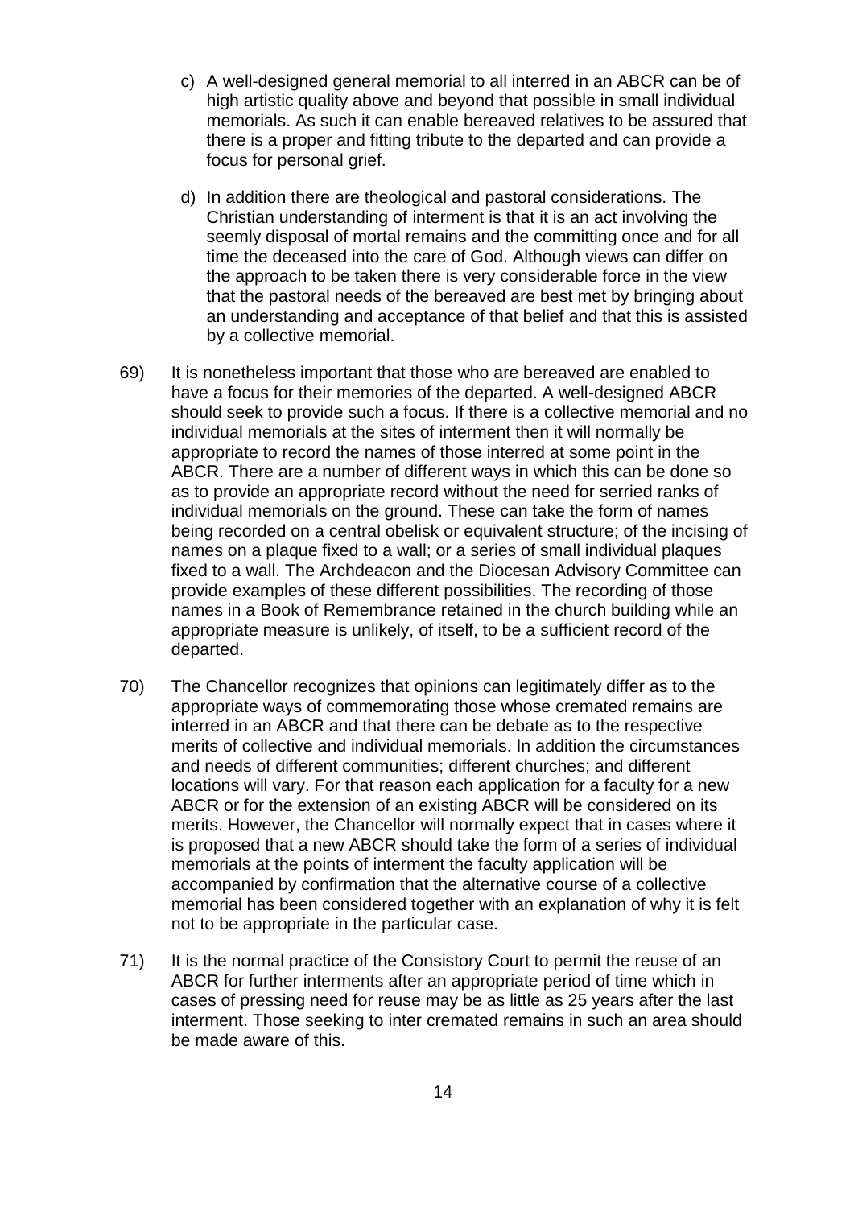c) A well-designed general memorial to all interred in an ABCR can be of high artistic quality above and beyond that possible in small individual memorials. As such it can enable bereaved relatives to be assured that there is a proper and fitting tribute to the departed and can provide a focus for personal grief.

d) In addition there are theological and pastoral considerations. The Christian understanding of interment is that it is an act involving the seemly disposal of mortal remains and the committing once and for all time the deceased into the care of God. Although views can differ on the approach to be taken there is very considerable force in the view that the pastoral needs of the bereaved are best met by bringing about an understanding and acceptance of that belief and that this is assisted by a collective memorial.

69) It is nonetheless important that those who are bereaved are enabled to have a focus for their memories of the departed. A well-designed ABCR should seek to provide such a focus. If there is a collective memorial and no individual memorials at the sites of interment then it will normally be appropriate to record the names of those interred at some point in the ABCR. There are a number of different ways in which this can be done so as to provide an appropriate record without the need for serried ranks of individual memorials on the ground. These can take the form of names being recorded on a central obelisk or equivalent structure; of the incising of names on a plaque fixed to a wall; or a series of small individual plaques fixed to a wall. The Archdeacon and the Diocesan Advisory Committee can provide examples of these different possibilities. The recording of those names in a Book of Remembrance retained in the church building while an appropriate measure is unlikely, of itself, to be a sufficient record of the departed.

70) The Chancellor recognizes that opinions can legitimately differ as to the appropriate ways of commemorating those whose cremated remains are interred in an ABCR and that there can be debate as to the respective merits of collective and individual memorials. In addition the circumstances and needs of different communities; different churches; and different locations will vary. For that reason each application for a faculty for a new ABCR or for the extension of an existing ABCR will be considered on its merits. However, the Chancellor will normally expect that in cases where it is proposed that a new ABCR should take the form of a series of individual memorials at the points of interment the faculty application will be accompanied by confirmation that the alternative course of a collective memorial has been considered together with an explanation of why it is felt not to be appropriate in the particular case.

71) It is the normal practice of the Consistory Court to permit the reuse of an ABCR for further interments after an appropriate period of time which in cases of pressing need for reuse may be as little as 25 years after the last interment. Those seeking to inter cremated remains in such an area should be made aware of this.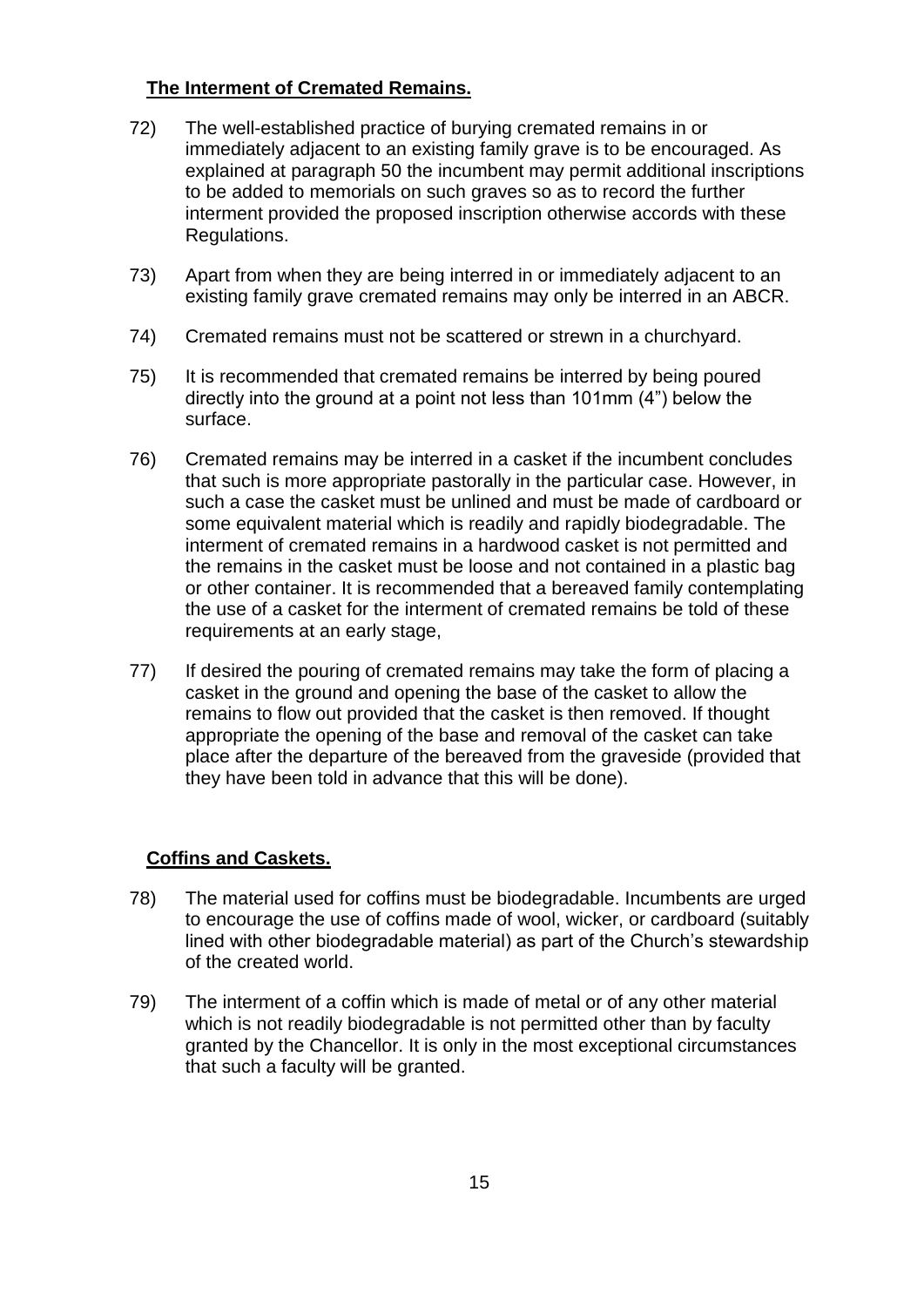## The Interment of Cremated Remains.

72) The well-established practice of burying cremated remains in or immediately adjacent to an existing family grave is to be encouraged. As explained at paragraph 50 the incumbent may permit additional inscriptions to be added to memorials on such graves so as to record the further interment provided the proposed inscription otherwise accords with these Regulations.

73) Apart from when they are being interred in or immediately adjacent to an existing family grave cremated remains may only be interred in an ABCR.

74) Cremated remains must not be scattered or strewn in a churchyard.

75) It is recommended that cremated remains be interred by being poured directly into the ground at a point not less than 101mm (4") below the surface.

76) Cremated remains may be interred in a casket if the incumbent concludes that such is more appropriate pastorally in the particular case. However, in such a case the casket must be unlined and must be made of cardboard or some equivalent material which is readily and rapidly biodegradable. The interment of cremated remains in a hardwood casket is not permitted and the remains in the casket must be loose and not contained in a plastic bag or other container. It is recommended that a bereaved family contemplating the use of a casket for the interment of cremated remains be told of these requirements at an early stage,

77) If desired the pouring of cremated remains may take the form of placing a casket in the ground and opening the base of the casket to allow the remains to flow out provided that the casket is then removed. If thought appropriate the opening of the base and removal of the casket can take place after the departure of the bereaved from the graveside (provided that they have been told in advance that this will be done).

## Coffins and Caskets.

78) The material used for coffins must be biodegradable. Incumbents are urged to encourage the use of coffins made of wool, wicker, or cardboard (suitably lined with other biodegradable material) as part of the Church's stewardship of the created world.

79) The interment of a coffin which is made of metal or of any other material which is not readily biodegradable is not permitted other than by faculty granted by the Chancellor. It is only in the most exceptional circumstances that such a faculty will be granted.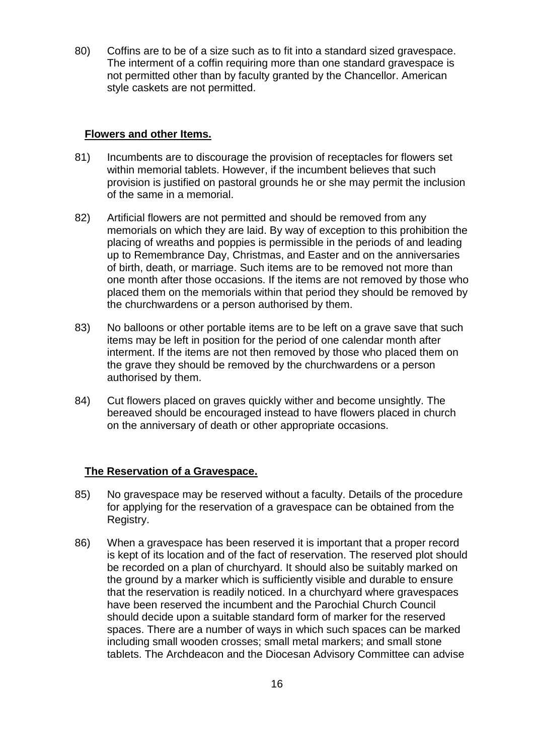80) Coffins are to be of a size such as to fit into a standard sized gravespace. The interment of a coffin requiring more than one standard gravespace is not permitted other than by faculty granted by the Chancellor. American style caskets are not permitted.

## Flowers and other Items.

81) Incumbents are to discourage the provision of receptacles for flowers set within memorial tablets. However, if the incumbent believes that such provision is justified on pastoral grounds he or she may permit the inclusion of the same in a memorial.

82) Artificial flowers are not permitted and should be removed from any memorials on which they are laid. By way of exception to this prohibition the placing of wreaths and poppies is permissible in the periods of and leading up to Remembrance Day, Christmas, and Easter and on the anniversaries of birth, death, or marriage. Such items are to be removed not more than one month after those occasions. If the items are not removed by those who placed them on the memorials within that period they should be removed by the churchwardens or a person authorised by them.

83) No balloons or other portable items are to be left on a grave save that such items may be left in position for the period of one calendar month after interment. If the items are not then removed by those who placed them on the grave they should be removed by the churchwardens or a person authorised by them.

84) Cut flowers placed on graves quickly wither and become unsightly. The bereaved should be encouraged instead to have flowers placed in church on the anniversary of death or other appropriate occasions.

## The Reservation of a Gravespace.

85) No gravespace may be reserved without a faculty. Details of the procedure for applying for the reservation of a gravespace can be obtained from the Registry.

86) When a gravespace has been reserved it is important that a proper record is kept of its location and of the fact of reservation. The reserved plot should be recorded on a plan of churchyard. It should also be suitably marked on the ground by a marker which is sufficiently visible and durable to ensure that the reservation is readily noticed. In a churchyard where gravespaces have been reserved the incumbent and the Parochial Church Council should decide upon a suitable standard form of marker for the reserved spaces. There are a number of ways in which such spaces can be marked including small wooden crosses; small metal markers; and small stone tablets. The Archdeacon and the Diocesan Advisory Committee can advise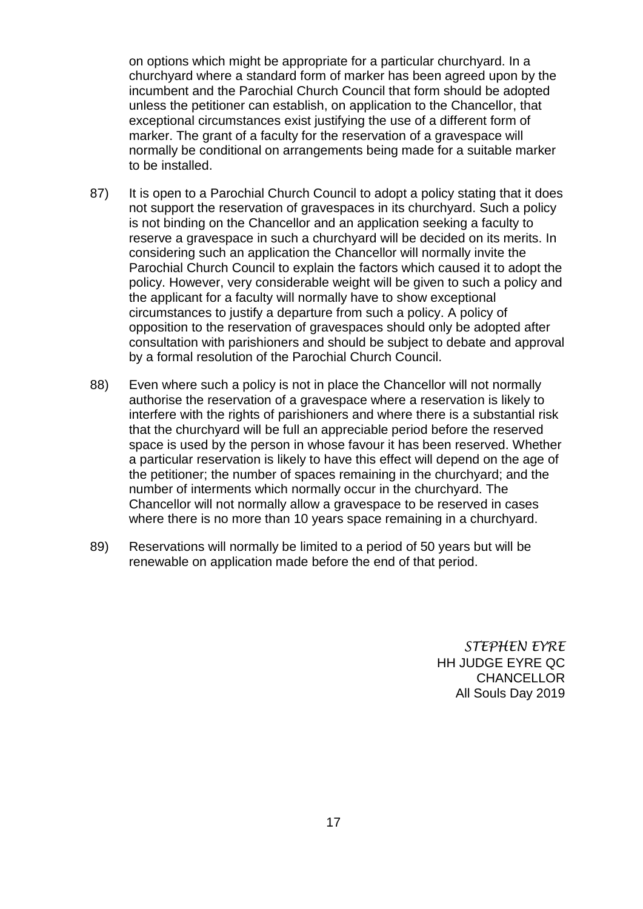on options which might be appropriate for a particular churchyard. In a churchyard where a standard form of marker has been agreed upon by the incumbent and the Parochial Church Council that form should be adopted unless the petitioner can establish, on application to the Chancellor, that exceptional circumstances exist justifying the use of a different form of marker. The grant of a faculty for the reservation of a gravespace will normally be conditional on arrangements being made for a suitable marker to be installed.

87) It is open to a Parochial Church Council to adopt a policy stating that it does not support the reservation of gravespaces in its churchyard. Such a policy is not binding on the Chancellor and an application seeking a faculty to reserve a gravespace in such a churchyard will be decided on its merits. In considering such an application the Chancellor will normally invite the Parochial Church Council to explain the factors which caused it to adopt the policy. However, very considerable weight will be given to such a policy and the applicant for a faculty will normally have to show exceptional circumstances to justify a departure from such a policy. A policy of opposition to the reservation of gravespaces should only be adopted after consultation with parishioners and should be subject to debate and approval by a formal resolution of the Parochial Church Council.

88) Even where such a policy is not in place the Chancellor will not normally authorise the reservation of a gravespace where a reservation is likely to interfere with the rights of parishioners and where there is a substantial risk that the churchyard will be full an appreciable period before the reserved space is used by the person in whose favour it has been reserved. Whether a particular reservation is likely to have this effect will depend on the age of the petitioner; the number of spaces remaining in the churchyard; and the number of interments which normally occur in the churchyard. The Chancellor will not normally allow a gravespace to be reserved in cases where there is no more than 10 years space remaining in a churchyard.

89) Reservations will normally be limited to a period of 50 years but will be renewable on application made before the end of that period.

*STEPHEN EYRE*
HH JUDGE EYRE QC
CHANCELLOR
All Souls Day 2019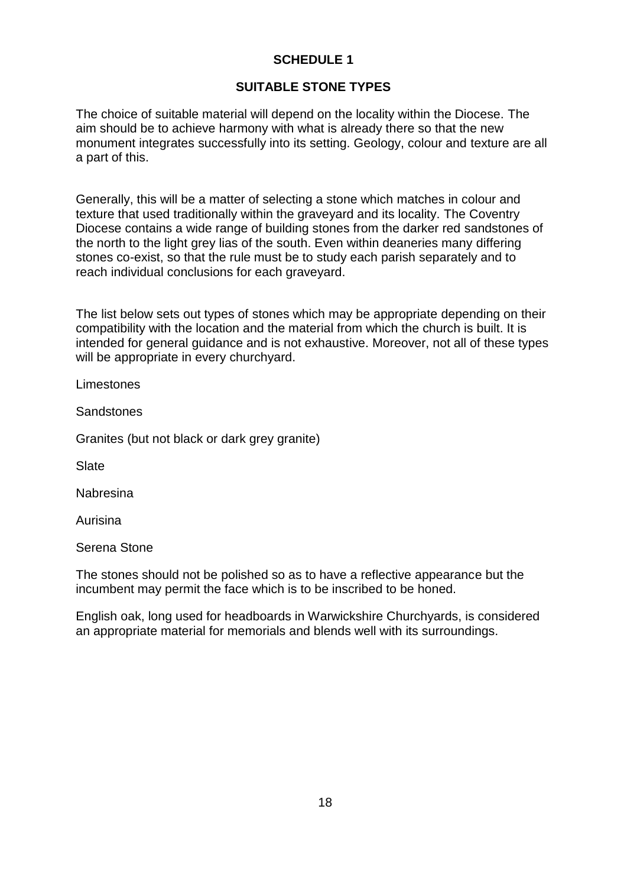## SCHEDULE 1

### SUITABLE STONE TYPES

The choice of suitable material will depend on the locality within the Diocese. The aim should be to achieve harmony with what is already there so that the new monument integrates successfully into its setting. Geology, colour and texture are all a part of this.

Generally, this will be a matter of selecting a stone which matches in colour and texture that used traditionally within the graveyard and its locality. The Coventry Diocese contains a wide range of building stones from the darker red sandstones of the north to the light grey lias of the south. Even within deaneries many differing stones co-exist, so that the rule must be to study each parish separately and to reach individual conclusions for each graveyard.

The list below sets out types of stones which may be appropriate depending on their compatibility with the location and the material from which the church is built. It is intended for general guidance and is not exhaustive. Moreover, not all of these types will be appropriate in every churchyard.

Limestones

Sandstones

Granites (but not black or dark grey granite)

Slate

Nabresina

Aurisina

Serena Stone

The stones should not be polished so as to have a reflective appearance but the incumbent may permit the face which is to be inscribed to be honed.

English oak, long used for headboards in Warwickshire Churchyards, is considered an appropriate material for memorials and blends well with its surroundings.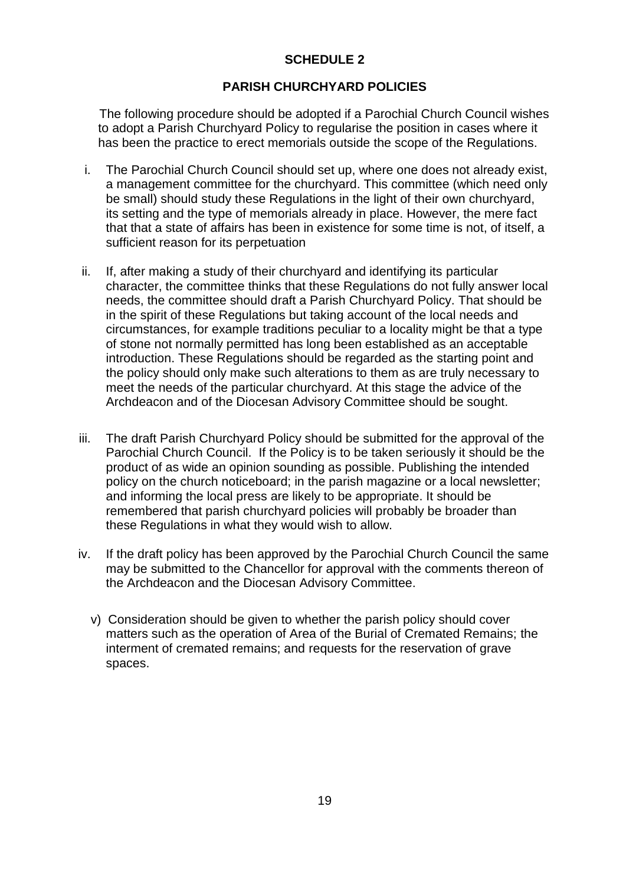## SCHEDULE 2

## PARISH CHURCHYARD POLICIES

The following procedure should be adopted if a Parochial Church Council wishes to adopt a Parish Churchyard Policy to regularise the position in cases where it has been the practice to erect memorials outside the scope of the Regulations.

i. The Parochial Church Council should set up, where one does not already exist, a management committee for the churchyard. This committee (which need only be small) should study these Regulations in the light of their own churchyard, its setting and the type of memorials already in place. However, the mere fact that that a state of affairs has been in existence for some time is not, of itself, a sufficient reason for its perpetuation

ii. If, after making a study of their churchyard and identifying its particular character, the committee thinks that these Regulations do not fully answer local needs, the committee should draft a Parish Churchyard Policy. That should be in the spirit of these Regulations but taking account of the local needs and circumstances, for example traditions peculiar to a locality might be that a type of stone not normally permitted has long been established as an acceptable introduction. These Regulations should be regarded as the starting point and the policy should only make such alterations to them as are truly necessary to meet the needs of the particular churchyard. At this stage the advice of the Archdeacon and of the Diocesan Advisory Committee should be sought.

iii. The draft Parish Churchyard Policy should be submitted for the approval of the Parochial Church Council. If the Policy is to be taken seriously it should be the product of as wide an opinion sounding as possible. Publishing the intended policy on the church noticeboard; in the parish magazine or a local newsletter; and informing the local press are likely to be appropriate. It should be remembered that parish churchyard policies will probably be broader than these Regulations in what they would wish to allow.

iv. If the draft policy has been approved by the Parochial Church Council the same may be submitted to the Chancellor for approval with the comments thereon of the Archdeacon and the Diocesan Advisory Committee.

v) Consideration should be given to whether the parish policy should cover matters such as the operation of Area of the Burial of Cremated Remains; the interment of cremated remains; and requests for the reservation of grave spaces.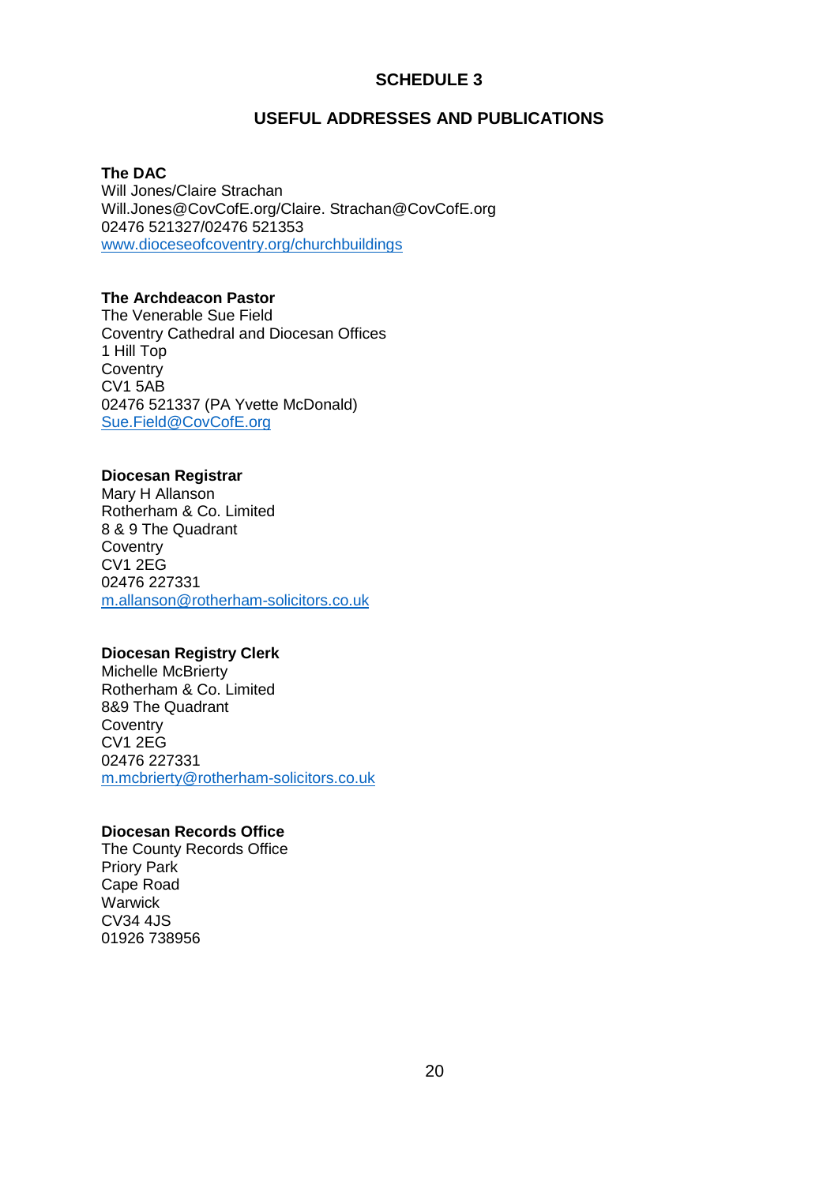# SCHEDULE 3

## USEFUL ADDRESSES AND PUBLICATIONS

**The DAC**
Will Jones/Claire Strachan
Will.Jones@CovCofE.org/Claire. Strachan@CovCofE.org
02476 521327/02476 521353
www.dioceseofcoventry.org/churchbuildings

**The Archdeacon Pastor**
The Venerable Sue Field
Coventry Cathedral and Diocesan Offices
1 Hill Top
Coventry
CV1 5AB
02476 521337 (PA Yvette McDonald)
Sue.Field@CovCofE.org

**Diocesan Registrar**
Mary H Allanson
Rotherham & Co. Limited
8 & 9 The Quadrant
Coventry
CV1 2EG
02476 227331
m.allanson@rotherham-solicitors.co.uk

**Diocesan Registry Clerk**
Michelle McBrierty
Rotherham & Co. Limited
8&9 The Quadrant
Coventry
CV1 2EG
02476 227331
m.mcbrierty@rotherham-solicitors.co.uk

**Diocesan Records Office**
The County Records Office
Priory Park
Cape Road
Warwick
CV34 4JS
01926 738956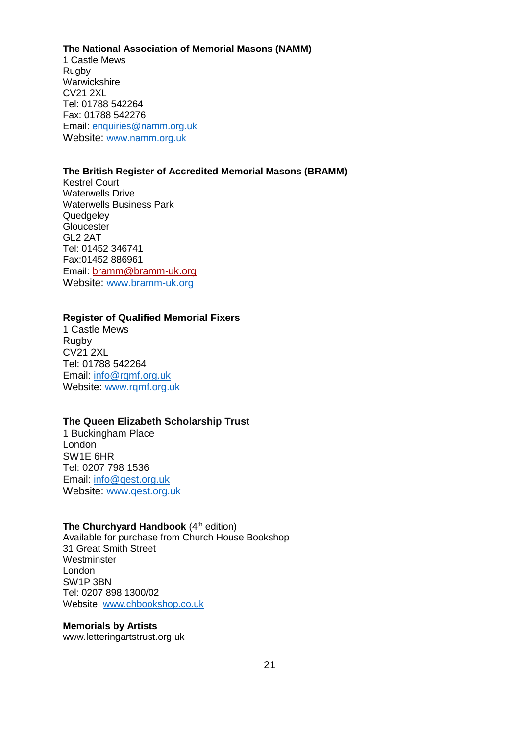**The National Association of Memorial Masons (NAMM)**
1 Castle Mews
Rugby
Warwickshire
CV21 2XL
Tel: 01788 542264
Fax: 01788 542276
Email: enquiries@namm.org.uk
Website: www.namm.org.uk

**The British Register of Accredited Memorial Masons (BRAMM)**
Kestrel Court
Waterwells Drive
Waterwells Business Park
Quedgeley
Gloucester
GL2 2AT
Tel: 01452 346741
Fax:01452 886961
Email: bramm@bramm-uk.org
Website: www.bramm-uk.org

**Register of Qualified Memorial Fixers**
1 Castle Mews
Rugby
CV21 2XL
Tel: 01788 542264
Email: info@rqmf.org.uk
Website: www.rqmf.org.uk

**The Queen Elizabeth Scholarship Trust**
1 Buckingham Place
London
SW1E 6HR
Tel: 0207 798 1536
Email: info@qest.org.uk
Website: www.qest.org.uk

**The Churchyard Handbook** (4th edition)
Available for purchase from Church House Bookshop
31 Great Smith Street
Westminster
London
SW1P 3BN
Tel: 0207 898 1300/02
Website: www.chbookshop.co.uk

**Memorials by Artists**
www.letteringartstrust.org.uk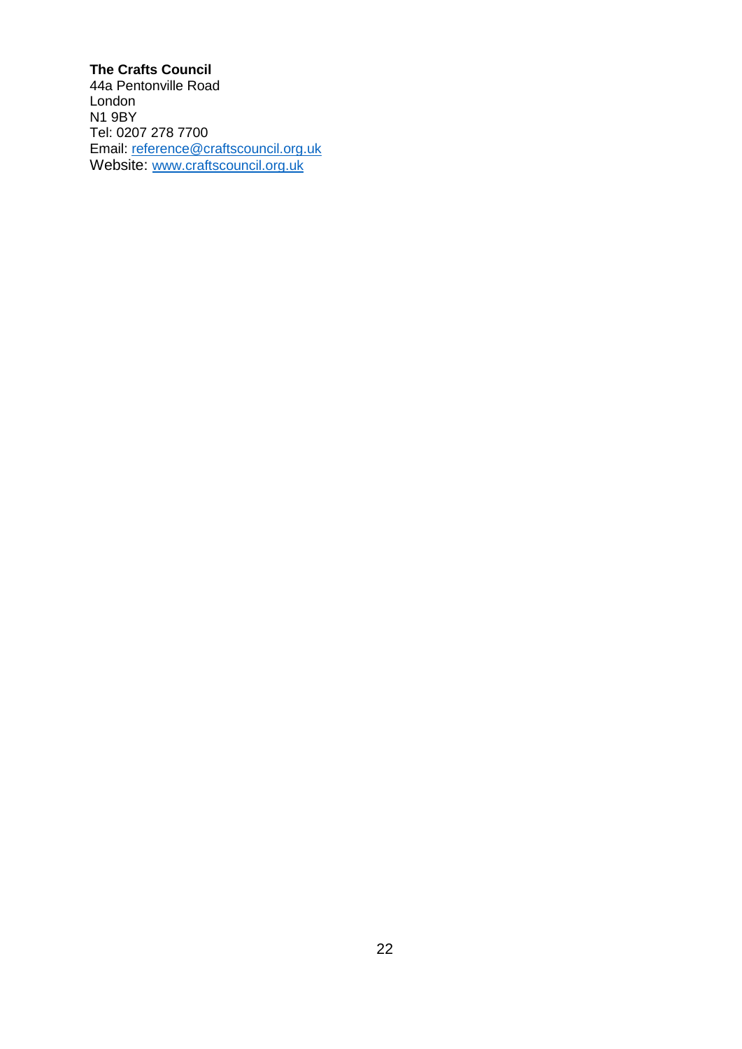**The Crafts Council**
44a Pentonville Road
London
N1 9BY
Tel: 0207 278 7700
Email: reference@craftscouncil.org.uk
Website: www.craftscouncil.org.uk